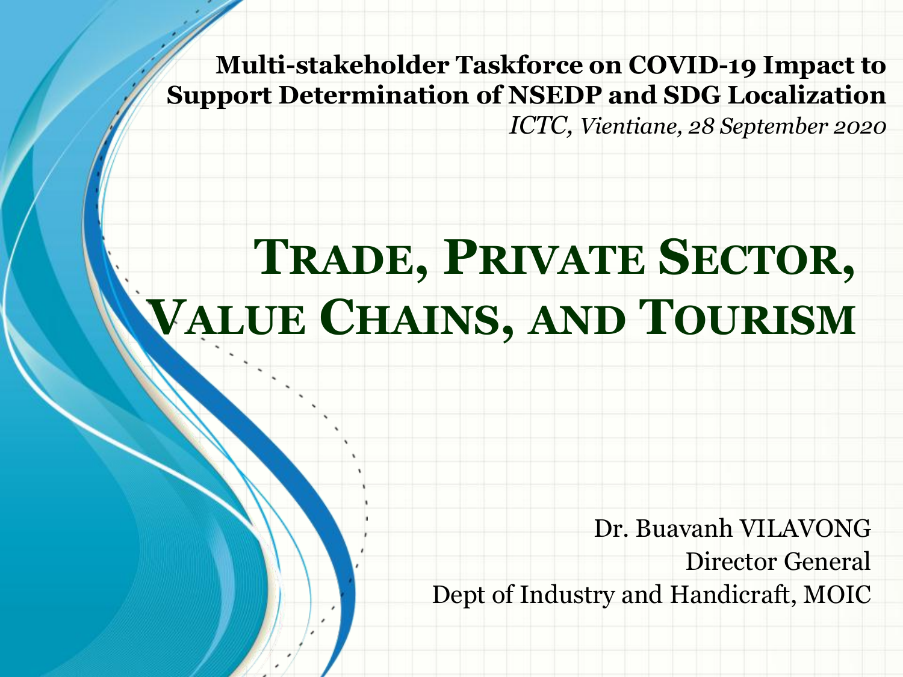**Multi-stakeholder Taskforce on COVID-19 Impact to Support Determination of NSEDP and SDG Localization**

*ICTC, Vientiane, 28 September 2020*

# Trade, Private Sector, Value Chains, and Tourism

Dr. Buavanh VILAVONG
Director General
Dept of Industry and Handicraft, MOIC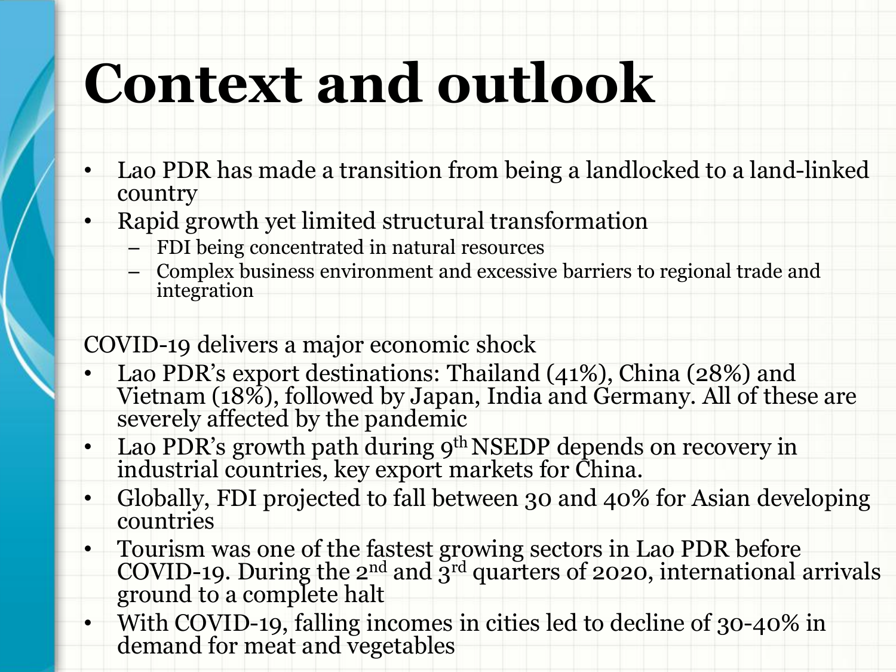# Context and outlook

- Lao PDR has made a transition from being a landlocked to a land-linked country
- Rapid growth yet limited structural transformation
  - FDI being concentrated in natural resources
  - Complex business environment and excessive barriers to regional trade and integration

COVID-19 delivers a major economic shock

- Lao PDR's export destinations: Thailand (41%), China (28%) and Vietnam (18%), followed by Japan, India and Germany. All of these are severely affected by the pandemic
- Lao PDR's growth path during 9th NSEDP depends on recovery in industrial countries, key export markets for China.
- Globally, FDI projected to fall between 30 and 40% for Asian developing countries
- Tourism was one of the fastest growing sectors in Lao PDR before COVID-19. During the 2nd and 3rd quarters of 2020, international arrivals ground to a complete halt
- With COVID-19, falling incomes in cities led to decline of 30-40% in demand for meat and vegetables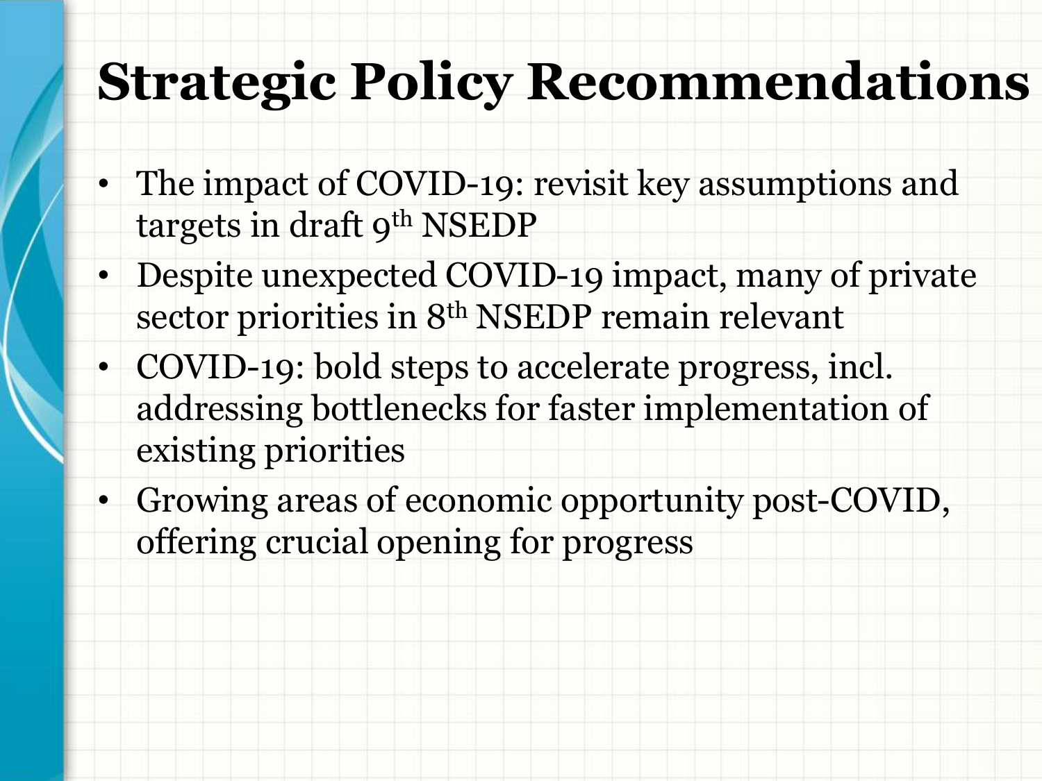# Strategic Policy Recommendations

- The impact of COVID-19: revisit key assumptions and targets in draft 9th NSEDP
- Despite unexpected COVID-19 impact, many of private sector priorities in 8th NSEDP remain relevant
- COVID-19: bold steps to accelerate progress, incl. addressing bottlenecks for faster implementation of existing priorities
- Growing areas of economic opportunity post-COVID, offering crucial opening for progress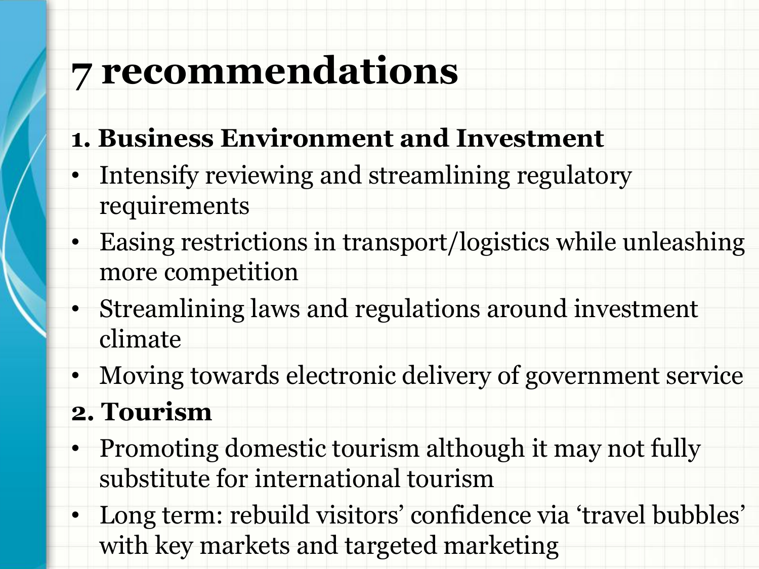# 7 recommendations

**1. Business Environment and Investment**

- Intensify reviewing and streamlining regulatory requirements
- Easing restrictions in transport/logistics while unleashing more competition
- Streamlining laws and regulations around investment climate
- Moving towards electronic delivery of government service

**2. Tourism**

- Promoting domestic tourism although it may not fully substitute for international tourism
- Long term: rebuild visitors' confidence via 'travel bubbles' with key markets and targeted marketing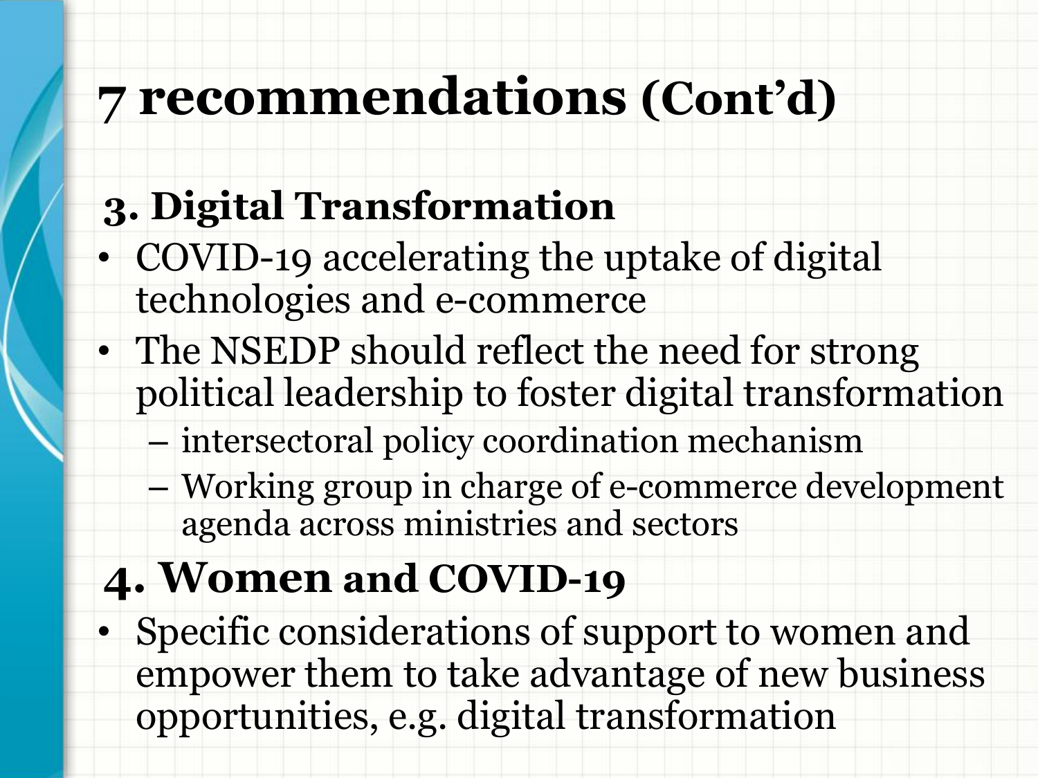# 7 recommendations (Cont'd)

## 3. Digital Transformation

- COVID-19 accelerating the uptake of digital technologies and e-commerce
- The NSEDP should reflect the need for strong political leadership to foster digital transformation
  - intersectoral policy coordination mechanism
  - Working group in charge of e-commerce development agenda across ministries and sectors

## 4. Women and COVID-19

- Specific considerations of support to women and empower them to take advantage of new business opportunities, e.g. digital transformation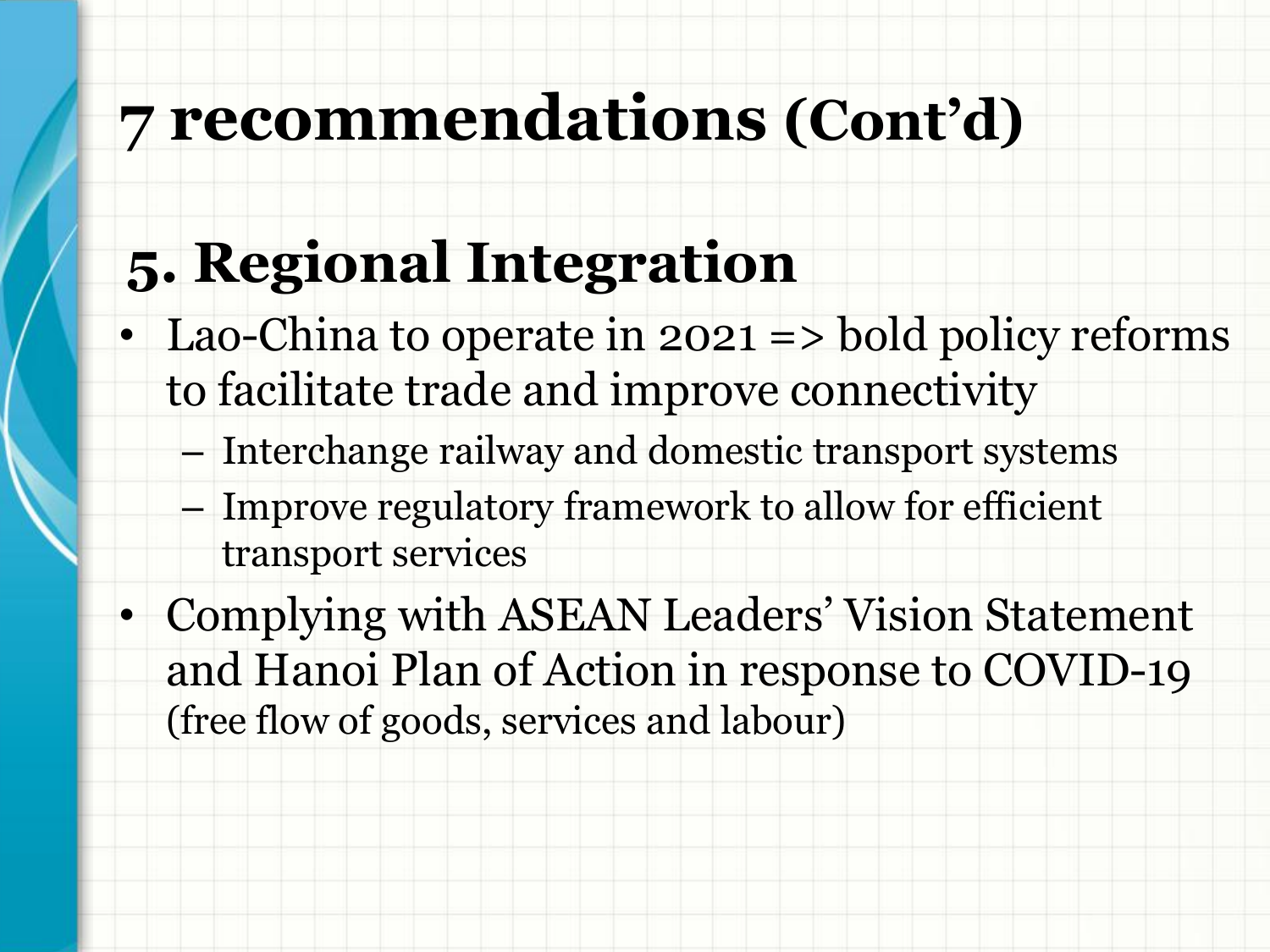# 7 recommendations (Cont'd)

## 5. Regional Integration

- Lao-China to operate in 2021 => bold policy reforms to facilitate trade and improve connectivity
  - Interchange railway and domestic transport systems
  - Improve regulatory framework to allow for efficient transport services
- Complying with ASEAN Leaders' Vision Statement and Hanoi Plan of Action in response to COVID-19 (free flow of goods, services and labour)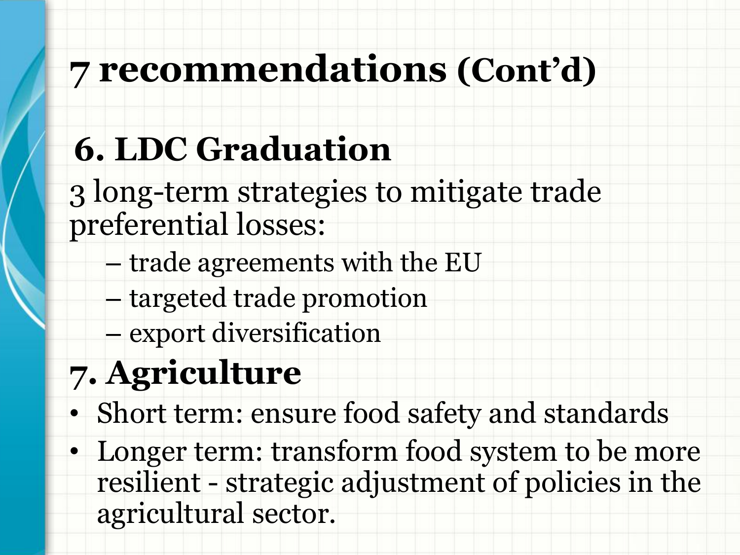# 7 recommendations (Cont'd)

## 6. LDC Graduation

3 long-term strategies to mitigate trade preferential losses:

- trade agreements with the EU
- targeted trade promotion
- export diversification

## 7. Agriculture

- Short term: ensure food safety and standards
- Longer term: transform food system to be more resilient - strategic adjustment of policies in the agricultural sector.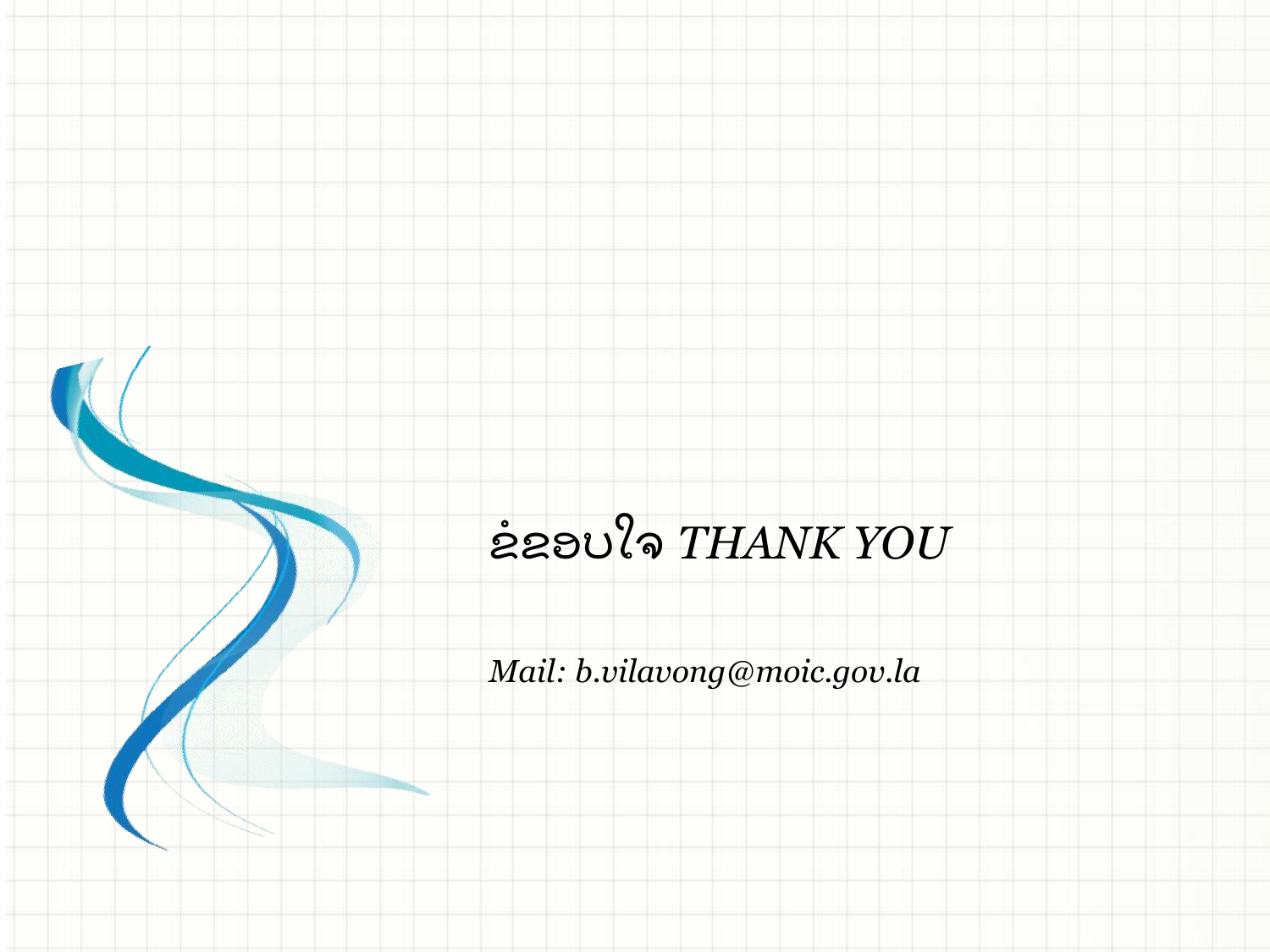ຂໍຂອບໃຈ *THANK YOU*

*Mail: b.vilavong@moic.gov.la*